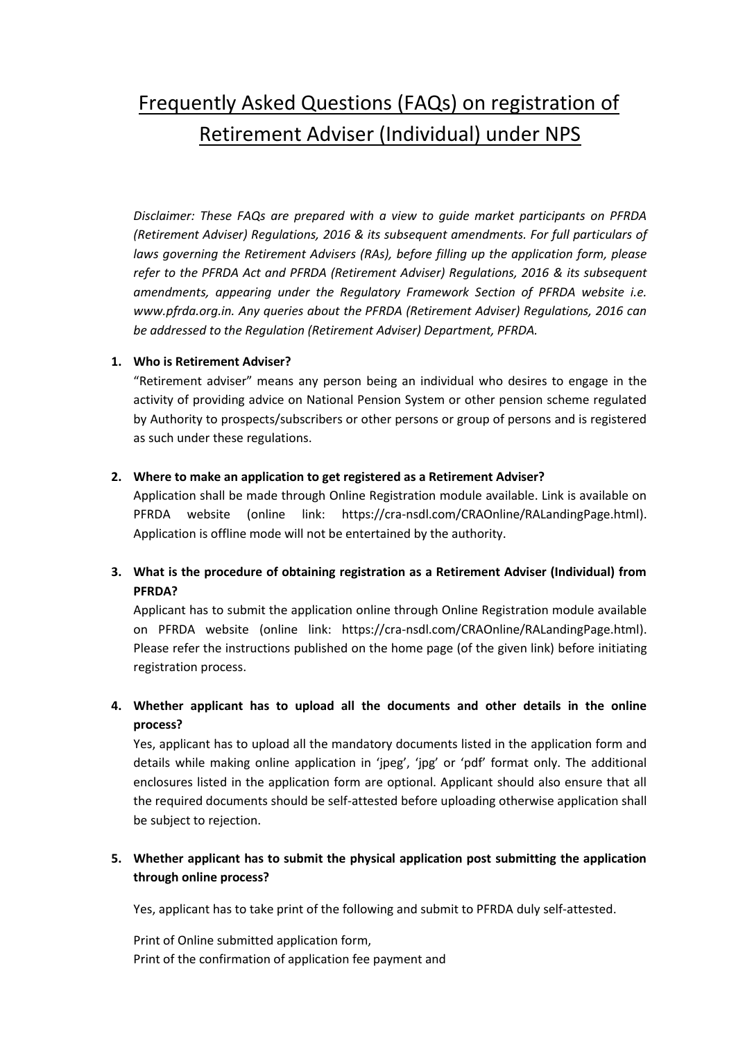# Frequently Asked Questions (FAQs) on registration of Retirement Adviser (Individual) under NPS

*Disclaimer: These FAQs are prepared with a view to guide market participants on PFRDA (Retirement Adviser) Regulations, 2016 & its subsequent amendments. For full particulars of laws governing the Retirement Advisers (RAs), before filling up the application form, please refer to the PFRDA Act and PFRDA (Retirement Adviser) Regulations, 2016 & its subsequent amendments, appearing under the Regulatory Framework Section of PFRDA website i.e. www.pfrda.org.in. Any queries about the PFRDA (Retirement Adviser) Regulations, 2016 can be addressed to the Regulation (Retirement Adviser) Department, PFRDA.*

1. **Who is Retirement Adviser?**

   "Retirement adviser" means any person being an individual who desires to engage in the activity of providing advice on National Pension System or other pension scheme regulated by Authority to prospects/subscribers or other persons or group of persons and is registered as such under these regulations.

2. **Where to make an application to get registered as a Retirement Adviser?**

   Application shall be made through Online Registration module available. Link is available on PFRDA website (online link: https://cra-nsdl.com/CRAOnline/RALandingPage.html). Application is offline mode will not be entertained by the authority.

3. **What is the procedure of obtaining registration as a Retirement Adviser (Individual) from PFRDA?**

   Applicant has to submit the application online through Online Registration module available on PFRDA website (online link: https://cra-nsdl.com/CRAOnline/RALandingPage.html). Please refer the instructions published on the home page (of the given link) before initiating registration process.

4. **Whether applicant has to upload all the documents and other details in the online process?**

   Yes, applicant has to upload all the mandatory documents listed in the application form and details while making online application in 'jpeg', 'jpg' or 'pdf' format only. The additional enclosures listed in the application form are optional. Applicant should also ensure that all the required documents should be self-attested before uploading otherwise application shall be subject to rejection.

5. **Whether applicant has to submit the physical application post submitting the application through online process?**

   Yes, applicant has to take print of the following and submit to PFRDA duly self-attested.

   Print of Online submitted application form,
   Print of the confirmation of application fee payment and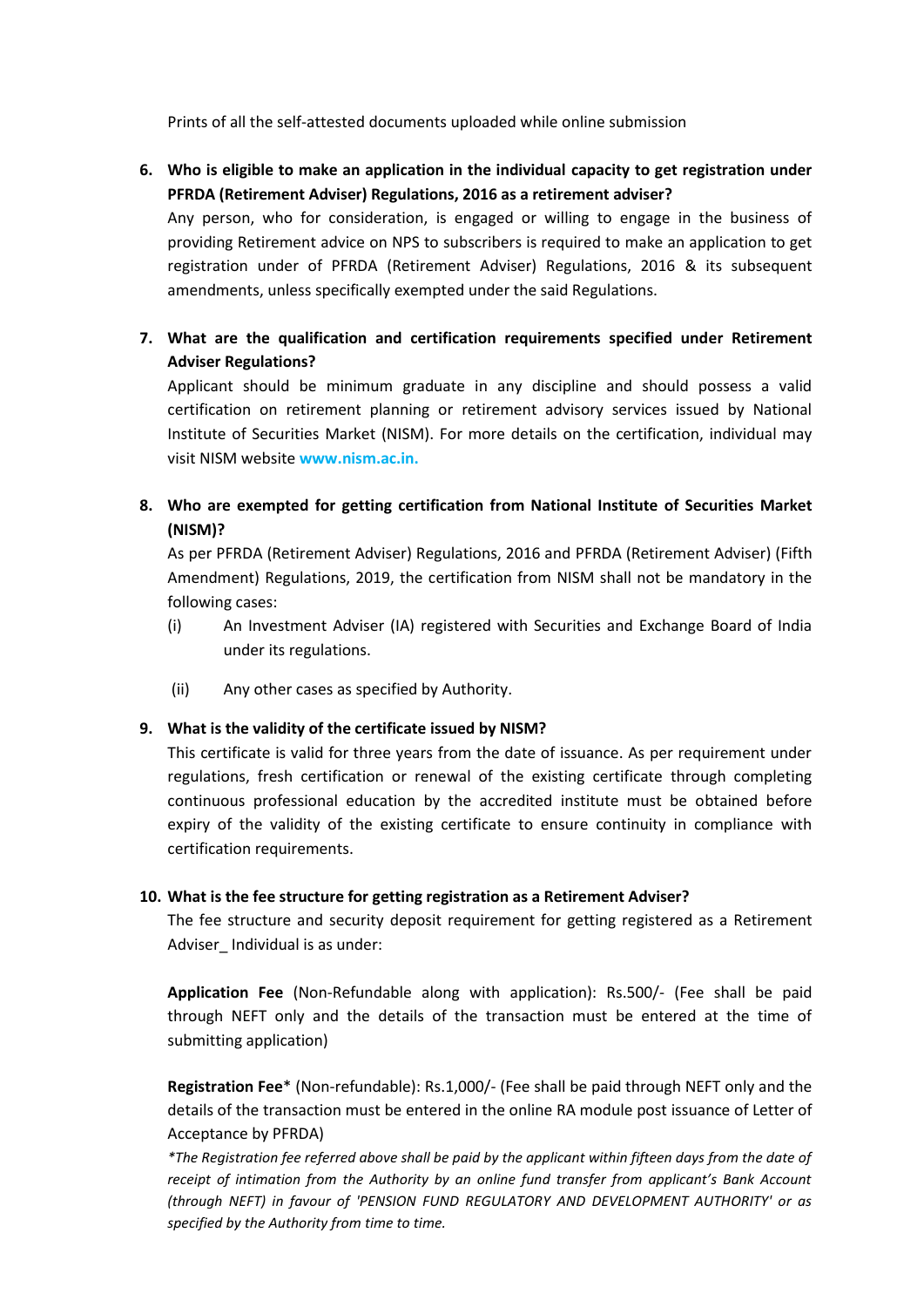Prints of all the self-attested documents uploaded while online submission

6. **Who is eligible to make an application in the individual capacity to get registration under PFRDA (Retirement Adviser) Regulations, 2016 as a retirement adviser?**

   Any person, who for consideration, is engaged or willing to engage in the business of providing Retirement advice on NPS to subscribers is required to make an application to get registration under of PFRDA (Retirement Adviser) Regulations, 2016 & its subsequent amendments, unless specifically exempted under the said Regulations.

7. **What are the qualification and certification requirements specified under Retirement Adviser Regulations?**

   Applicant should be minimum graduate in any discipline and should possess a valid certification on retirement planning or retirement advisory services issued by National Institute of Securities Market (NISM). For more details on the certification, individual may visit NISM website **www.nism.ac.in.**

8. **Who are exempted for getting certification from National Institute of Securities Market (NISM)?**

   As per PFRDA (Retirement Adviser) Regulations, 2016 and PFRDA (Retirement Adviser) (Fifth Amendment) Regulations, 2019, the certification from NISM shall not be mandatory in the following cases:

   (i) An Investment Adviser (IA) registered with Securities and Exchange Board of India under its regulations.

   (ii) Any other cases as specified by Authority.

9. **What is the validity of the certificate issued by NISM?**

   This certificate is valid for three years from the date of issuance. As per requirement under regulations, fresh certification or renewal of the existing certificate through completing continuous professional education by the accredited institute must be obtained before expiry of the validity of the existing certificate to ensure continuity in compliance with certification requirements.

10. **What is the fee structure for getting registration as a Retirement Adviser?**

    The fee structure and security deposit requirement for getting registered as a Retirement Adviser_ Individual is as under:

    **Application Fee** (Non-Refundable along with application): Rs.500/- (Fee shall be paid through NEFT only and the details of the transaction must be entered at the time of submitting application)

    **Registration Fee*** (Non-refundable): Rs.1,000/- (Fee shall be paid through NEFT only and the details of the transaction must be entered in the online RA module post issuance of Letter of Acceptance by PFRDA)

    *\*The Registration fee referred above shall be paid by the applicant within fifteen days from the date of receipt of intimation from the Authority by an online fund transfer from applicant's Bank Account (through NEFT) in favour of 'PENSION FUND REGULATORY AND DEVELOPMENT AUTHORITY' or as specified by the Authority from time to time.*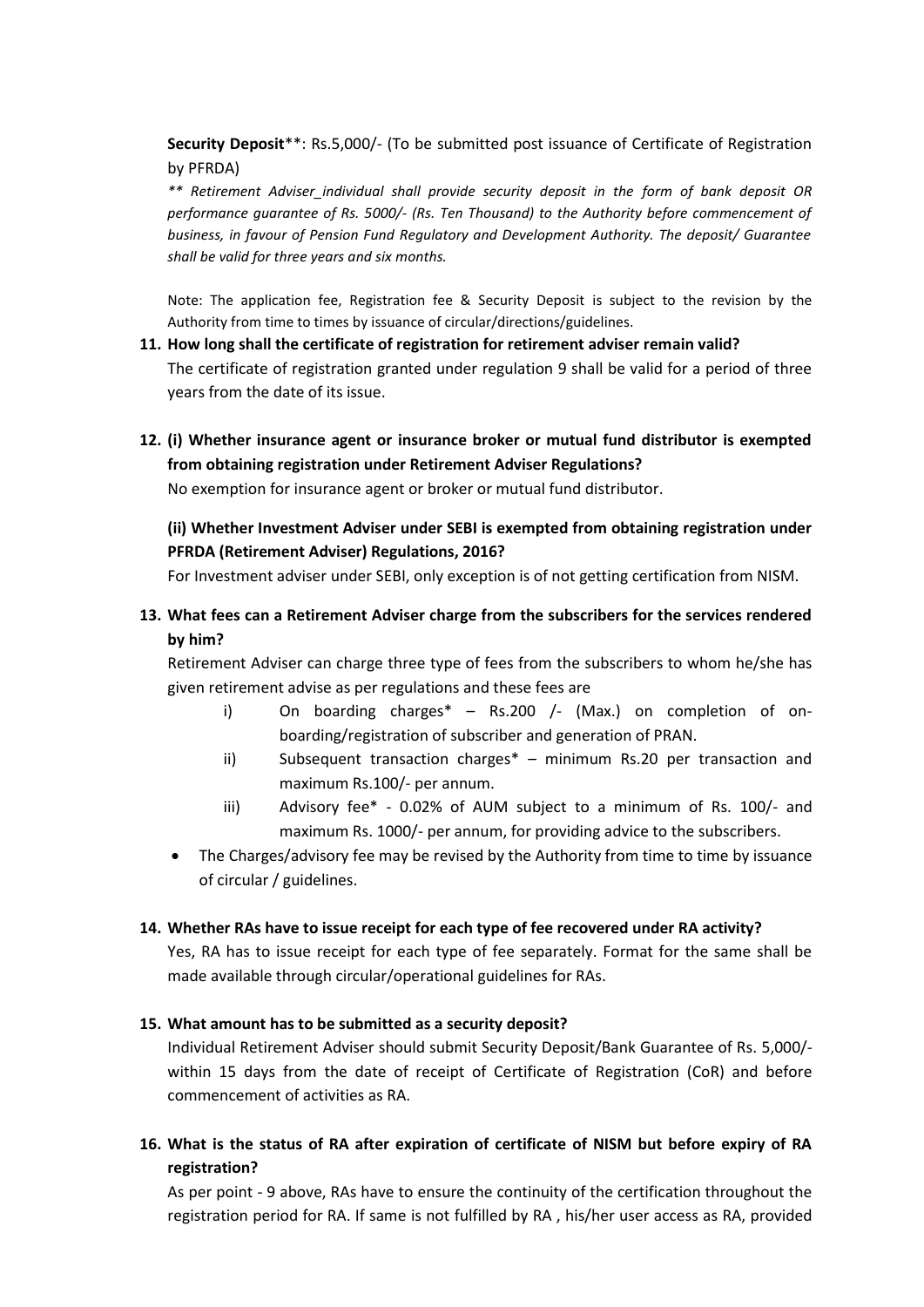**Security Deposit**\*\*: Rs.5,000/- (To be submitted post issuance of Certificate of Registration by PFRDA)

*\*\* Retirement Adviser_individual shall provide security deposit in the form of bank deposit OR performance guarantee of Rs. 5000/- (Rs. Ten Thousand) to the Authority before commencement of business, in favour of Pension Fund Regulatory and Development Authority. The deposit/ Guarantee shall be valid for three years and six months.*

Note: The application fee, Registration fee & Security Deposit is subject to the revision by the Authority from time to times by issuance of circular/directions/guidelines.

**11. How long shall the certificate of registration for retirement adviser remain valid?**

The certificate of registration granted under regulation 9 shall be valid for a period of three years from the date of its issue.

**12. (i) Whether insurance agent or insurance broker or mutual fund distributor is exempted from obtaining registration under Retirement Adviser Regulations?**

No exemption for insurance agent or broker or mutual fund distributor.

**(ii) Whether Investment Adviser under SEBI is exempted from obtaining registration under PFRDA (Retirement Adviser) Regulations, 2016?**

For Investment adviser under SEBI, only exception is of not getting certification from NISM.

**13. What fees can a Retirement Adviser charge from the subscribers for the services rendered by him?**

Retirement Adviser can charge three type of fees from the subscribers to whom he/she has given retirement advise as per regulations and these fees are

i) On boarding charges\* – Rs.200 /- (Max.) on completion of on-boarding/registration of subscriber and generation of PRAN.

ii) Subsequent transaction charges\* – minimum Rs.20 per transaction and maximum Rs.100/- per annum.

iii) Advisory fee\* - 0.02% of AUM subject to a minimum of Rs. 100/- and maximum Rs. 1000/- per annum, for providing advice to the subscribers.

- The Charges/advisory fee may be revised by the Authority from time to time by issuance of circular / guidelines.

**14. Whether RAs have to issue receipt for each type of fee recovered under RA activity?**

Yes, RA has to issue receipt for each type of fee separately. Format for the same shall be made available through circular/operational guidelines for RAs.

**15. What amount has to be submitted as a security deposit?**

Individual Retirement Adviser should submit Security Deposit/Bank Guarantee of Rs. 5,000/- within 15 days from the date of receipt of Certificate of Registration (CoR) and before commencement of activities as RA.

**16. What is the status of RA after expiration of certificate of NISM but before expiry of RA registration?**

As per point - 9 above, RAs have to ensure the continuity of the certification throughout the registration period for RA. If same is not fulfilled by RA , his/her user access as RA, provided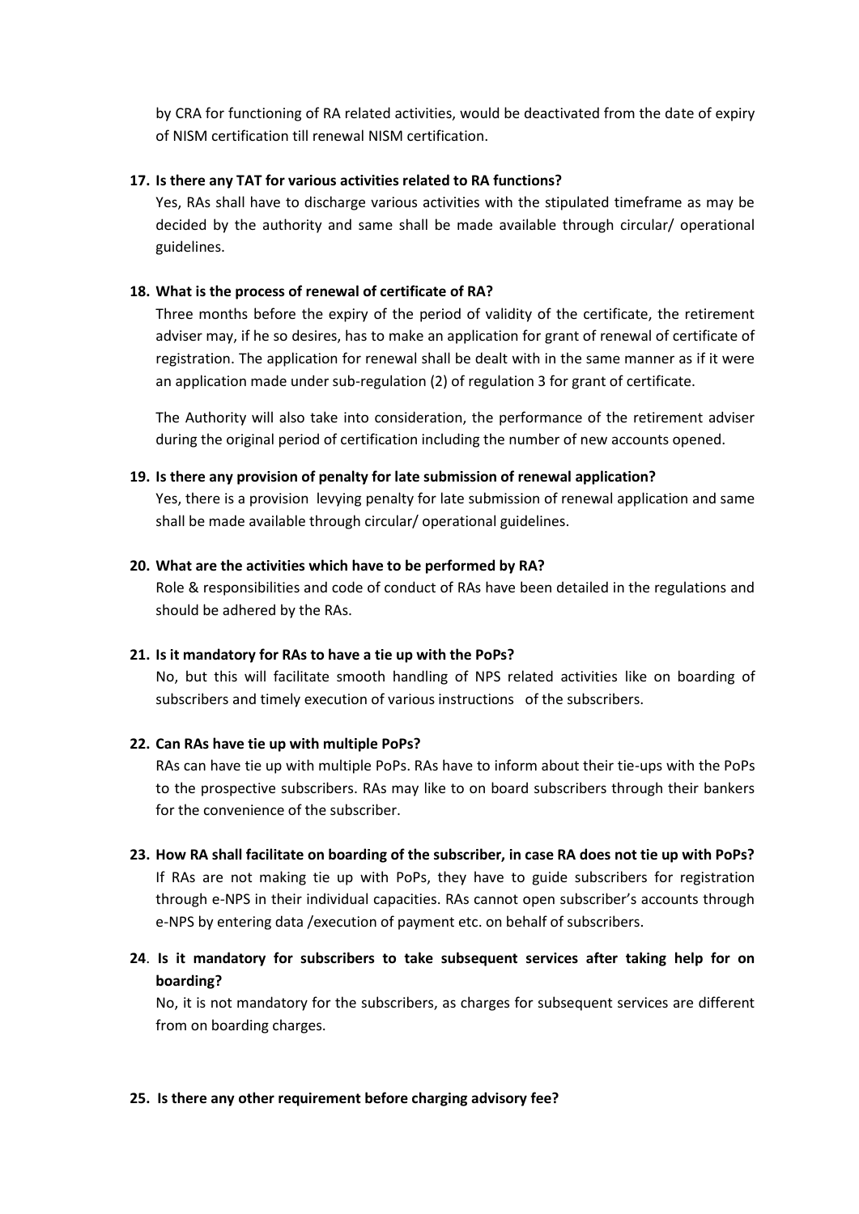by CRA for functioning of RA related activities, would be deactivated from the date of expiry of NISM certification till renewal NISM certification.

**17. Is there any TAT for various activities related to RA functions?**

Yes, RAs shall have to discharge various activities with the stipulated timeframe as may be decided by the authority and same shall be made available through circular/ operational guidelines.

**18. What is the process of renewal of certificate of RA?**

Three months before the expiry of the period of validity of the certificate, the retirement adviser may, if he so desires, has to make an application for grant of renewal of certificate of registration. The application for renewal shall be dealt with in the same manner as if it were an application made under sub-regulation (2) of regulation 3 for grant of certificate.

The Authority will also take into consideration, the performance of the retirement adviser during the original period of certification including the number of new accounts opened.

**19. Is there any provision of penalty for late submission of renewal application?**

Yes, there is a provision levying penalty for late submission of renewal application and same shall be made available through circular/ operational guidelines.

**20. What are the activities which have to be performed by RA?**

Role & responsibilities and code of conduct of RAs have been detailed in the regulations and should be adhered by the RAs.

**21. Is it mandatory for RAs to have a tie up with the PoPs?**

No, but this will facilitate smooth handling of NPS related activities like on boarding of subscribers and timely execution of various instructions of the subscribers.

**22. Can RAs have tie up with multiple PoPs?**

RAs can have tie up with multiple PoPs. RAs have to inform about their tie-ups with the PoPs to the prospective subscribers. RAs may like to on board subscribers through their bankers for the convenience of the subscriber.

**23. How RA shall facilitate on boarding of the subscriber, in case RA does not tie up with PoPs?**

If RAs are not making tie up with PoPs, they have to guide subscribers for registration through e-NPS in their individual capacities. RAs cannot open subscriber's accounts through e-NPS by entering data /execution of payment etc. on behalf of subscribers.

**24. Is it mandatory for subscribers to take subsequent services after taking help for on boarding?**

No, it is not mandatory for the subscribers, as charges for subsequent services are different from on boarding charges.

**25. Is there any other requirement before charging advisory fee?**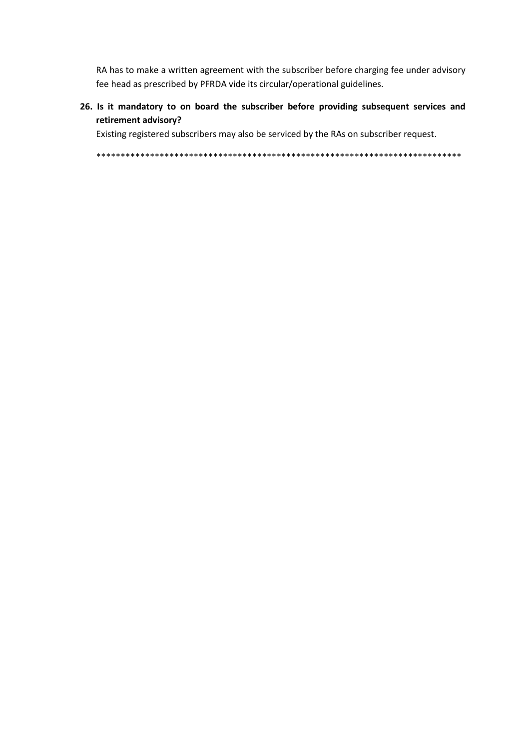RA has to make a written agreement with the subscriber before charging fee under advisory fee head as prescribed by PFRDA vide its circular/operational guidelines.

**26. Is it mandatory to on board the subscriber before providing subsequent services and retirement advisory?**

Existing registered subscribers may also be serviced by the RAs on subscriber request.

****************************************************************************